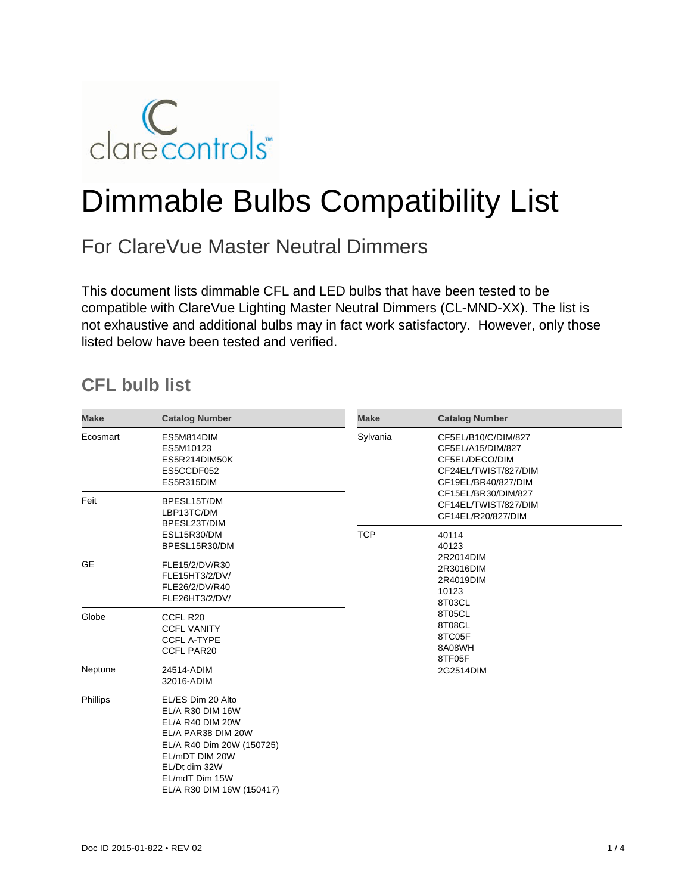# Dimmable Bulbs Compatibility List

## For ClareVue Master Neutral Dimmers

This document lists dimmable CFL and LED bulbs that have been tested to be compatible with ClareVue Lighting Master Neutral Dimmers (CL-MND-XX). The list is not exhaustive and additional bulbs may in fact work satisfactory. However, only those listed below have been tested and verified.

### CFL bulb list

| Make | Catalog Number |
|---|---|
| Ecosmart | ES5M814DIM<br>ES5M10123<br>ES5R214DIM50K<br>ES5CCDF052<br>ES5R315DIM |
| Feit | BPESL15T/DM<br>LBP13TC/DM<br>BPESL23T/DIM<br>ESL15R30/DM<br>BPESL15R30/DM |
| GE | FLE15/2/DV/R30<br>FLE15HT3/2/DV/<br>FLE26/2/DV/R40<br>FLE26HT3/2/DV/ |
| Globe | CCFL R20<br>CCFL VANITY<br>CCFL A-TYPE<br>CCFL PAR20 |
| Neptune | 24514-ADIM<br>32016-ADIM |
| Phillips | EL/ES Dim 20 Alto<br>EL/A R30 DIM 16W<br>EL/A R40 DIM 20W<br>EL/A PAR38 DIM 20W<br>EL/A R40 Dim 20W (150725)<br>EL/mDT DIM 20W<br>EL/Dt dim 32W<br>EL/mdT Dim 15W<br>EL/A R30 DIM 16W (150417) |
| Sylvania | CF5EL/B10/C/DIM/827<br>CF5EL/A15/DIM/827<br>CF5EL/DECO/DIM<br>CF24EL/TWIST/827/DIM<br>CF19EL/BR40/827/DIM<br>CF15EL/BR30/DIM/827<br>CF14EL/TWIST/827/DIM<br>CF14EL/R20/827/DIM |
| TCP | 40114<br>40123<br>2R2014DIM<br>2R3016DIM<br>2R4019DIM<br>10123<br>8T03CL<br>8T05CL<br>8T08CL<br>8TC05F<br>8A08WH<br>8TF05F<br>2G2514DIM |

Doc ID 2015-01-822 • REV 02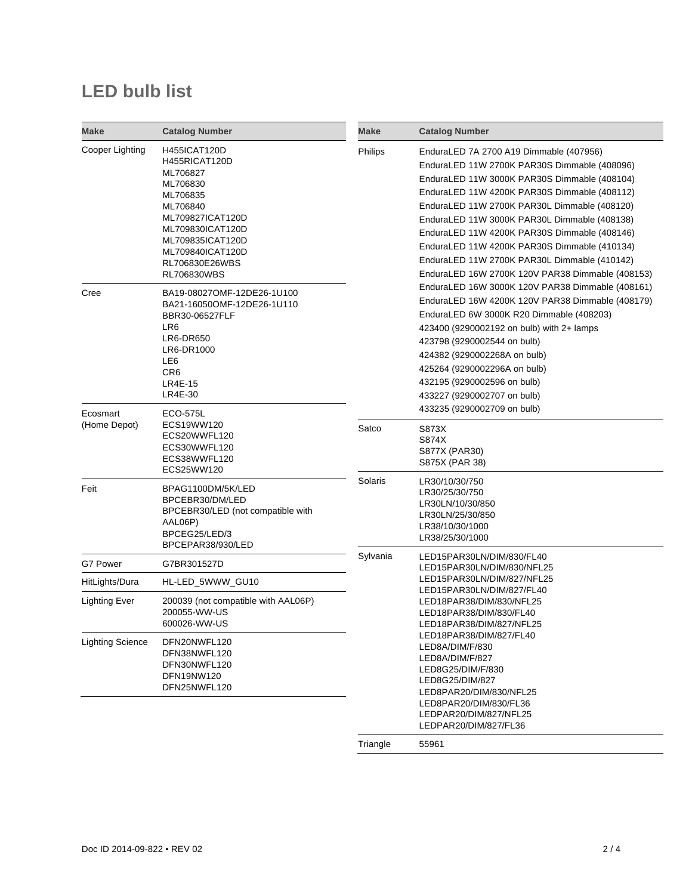# LED bulb list

| Make | Catalog Number |
| --- | --- |
| Cooper Lighting | H455ICAT120D<br>H455RICAT120D<br>ML706827<br>ML706830<br>ML706835<br>ML706840<br>ML709827ICAT120D<br>ML709830ICAT120D<br>ML709835ICAT120D<br>ML709840ICAT120D<br>RL706830E26WBS<br>RL706830WBS |
| Cree | BA19-08027OMF-12DE26-1U100<br>BA21-16050OMF-12DE26-1U110<br>BBR30-06527FLF<br>LR6<br>LR6-DR650<br>LR6-DR1000<br>LE6<br>CR6<br>LR4E-15<br>LR4E-30 |
| Ecosmart (Home Depot) | ECO-575L<br>ECS19WW120<br>ECS20WWFL120<br>ECS30WWFL120<br>ECS38WWFL120<br>ECS25WW120 |
| Feit | BPAG1100DM/5K/LED<br>BPCEBR30/DM/LED<br>BPCEBR30/LED (not compatible with AAL06P)<br>BPCEG25/LED/3<br>BPCEPAR38/930/LED |
| G7 Power | G7BR301527D |
| HitLights/Dura | HL-LED_5WWW_GU10 |
| Lighting Ever | 200039 (not compatible with AAL06P)<br>200055-WW-US<br>600026-WW-US |
| Lighting Science | DFN20NWFL120<br>DFN38NWFL120<br>DFN30NWFL120<br>DFN19NW120<br>DFN25NWFL120 |
| Philips | EnduraLED 7A 2700 A19 Dimmable (407956)<br>EnduraLED 11W 2700K PAR30S Dimmable (408096)<br>EnduraLED 11W 3000K PAR30S Dimmable (408104)<br>EnduraLED 11W 4200K PAR30S Dimmable (408112)<br>EnduraLED 11W 2700K PAR30L Dimmable (408120)<br>EnduraLED 11W 3000K PAR30L Dimmable (408138)<br>EnduraLED 11W 4200K PAR30S Dimmable (408146)<br>EnduraLED 11W 4200K PAR30S Dimmable (410134)<br>EnduraLED 11W 2700K PAR30L Dimmable (410142)<br>EnduraLED 16W 2700K 120V PAR38 Dimmable (408153)<br>EnduraLED 16W 3000K 120V PAR38 Dimmable (408161)<br>EnduraLED 16W 4200K 120V PAR38 Dimmable (408179)<br>EnduraLED 6W 3000K R20 Dimmable (408203)<br>423400 (9290002192 on bulb) with 2+ lamps<br>423798 (9290002544 on bulb)<br>424382 (9290002268A on bulb)<br>425264 (9290002296A on bulb)<br>432195 (9290002596 on bulb)<br>433227 (9290002707 on bulb)<br>433235 (9290002709 on bulb) |
| Satco | S873X<br>S874X<br>S877X (PAR30)<br>S875X (PAR 38) |
| Solaris | LR30/10/30/750<br>LR30/25/30/750<br>LR30LN/10/30/850<br>LR30LN/25/30/850<br>LR38/10/30/1000<br>LR38/25/30/1000 |
| Sylvania | LED15PAR30LN/DIM/830/FL40<br>LED15PAR30LN/DIM/830/NFL25<br>LED15PAR30LN/DIM/827/NFL25<br>LED15PAR30LN/DIM/827/FL40<br>LED18PAR38/DIM/830/NFL25<br>LED18PAR38/DIM/830/FL40<br>LED18PAR38/DIM/827/NFL25<br>LED18PAR38/DIM/827/FL40<br>LED8A/DIM/F/830<br>LED8A/DIM/F/827<br>LED8G25/DIM/F/830<br>LED8G25/DIM/827<br>LED8PAR20/DIM/830/NFL25<br>LED8PAR20/DIM/830/FL36<br>LEDPAR20/DIM/827/NFL25<br>LEDPAR20/DIM/827/FL36 |
| Triangle | 55961 |

Doc ID 2014-09-822 • REV 02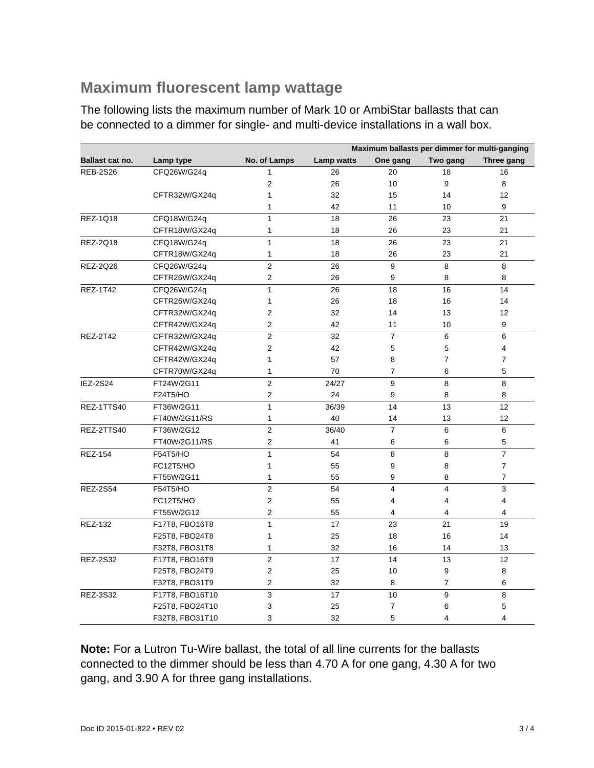## Maximum fluorescent lamp wattage

The following lists the maximum number of Mark 10 or AmbiStar ballasts that can be connected to a dimmer for single- and multi-device installations in a wall box.

| | | | | Maximum ballasts per dimmer for multi-ganging | | |
|---|---|---|---|---|---|---|
| **Ballast cat no.** | **Lamp type** | **No. of Lamps** | **Lamp watts** | **One gang** | **Two gang** | **Three gang** |
| REB-2S26 | CFQ26W/G24q | 1 | 26 | 20 | 18 | 16 |
| | | 2 | 26 | 10 | 9 | 8 |
| | CFTR32W/GX24q | 1 | 32 | 15 | 14 | 12 |
| | | 1 | 42 | 11 | 10 | 9 |
| REZ-1Q18 | CFQ18W/G24q | 1 | 18 | 26 | 23 | 21 |
| | CFTR18W/GX24q | 1 | 18 | 26 | 23 | 21 |
| REZ-2Q18 | CFQ18W/G24q | 1 | 18 | 26 | 23 | 21 |
| | CFTR18W/GX24q | 1 | 18 | 26 | 23 | 21 |
| REZ-2Q26 | CFQ26W/G24q | 2 | 26 | 9 | 8 | 8 |
| | CFTR26W/GX24q | 2 | 26 | 9 | 8 | 8 |
| REZ-1T42 | CFQ26W/G24q | 1 | 26 | 18 | 16 | 14 |
| | CFTR26W/GX24q | 1 | 26 | 18 | 16 | 14 |
| | CFTR32W/GX24q | 2 | 32 | 14 | 13 | 12 |
| | CFTR42W/GX24q | 2 | 42 | 11 | 10 | 9 |
| REZ-2T42 | CFTR32W/GX24q | 2 | 32 | 7 | 6 | 6 |
| | CFTR42W/GX24q | 2 | 42 | 5 | 5 | 4 |
| | CFTR42W/GX24q | 1 | 57 | 8 | 7 | 7 |
| | CFTR70W/GX24q | 1 | 70 | 7 | 6 | 5 |
| IEZ-2S24 | FT24W/2G11 | 2 | 24/27 | 9 | 8 | 8 |
| | F24T5/HO | 2 | 24 | 9 | 8 | 8 |
| REZ-1TTS40 | FT36W/2G11 | 1 | 36/39 | 14 | 13 | 12 |
| | FT40W/2G11/RS | 1 | 40 | 14 | 13 | 12 |
| REZ-2TTS40 | FT36W/2G12 | 2 | 36/40 | 7 | 6 | 6 |
| | FT40W/2G11/RS | 2 | 41 | 6 | 6 | 5 |
| REZ-154 | F54T5/HO | 1 | 54 | 8 | 8 | 7 |
| | FC12T5/HO | 1 | 55 | 9 | 8 | 7 |
| | FT55W/2G11 | 1 | 55 | 9 | 8 | 7 |
| REZ-2S54 | F54T5/HO | 2 | 54 | 4 | 4 | 3 |
| | FC12T5/HO | 2 | 55 | 4 | 4 | 4 |
| | FT55W/2G12 | 2 | 55 | 4 | 4 | 4 |
| REZ-132 | F17T8, FBO16T8 | 1 | 17 | 23 | 21 | 19 |
| | F25T8, FBO24T8 | 1 | 25 | 18 | 16 | 14 |
| | F32T8, FBO31T8 | 1 | 32 | 16 | 14 | 13 |
| REZ-2S32 | F17T8, FBO16T9 | 2 | 17 | 14 | 13 | 12 |
| | F25T8, FBO24T9 | 2 | 25 | 10 | 9 | 8 |
| | F32T8, FBO31T9 | 2 | 32 | 8 | 7 | 6 |
| REZ-3S32 | F17T8, FBO16T10 | 3 | 17 | 10 | 9 | 8 |
| | F25T8, FBO24T10 | 3 | 25 | 7 | 6 | 5 |
| | F32T8, FBO31T10 | 3 | 32 | 5 | 4 | 4 |

**Note:** For a Lutron Tu-Wire ballast, the total of all line currents for the ballasts connected to the dimmer should be less than 4.70 A for one gang, 4.30 A for two gang, and 3.90 A for three gang installations.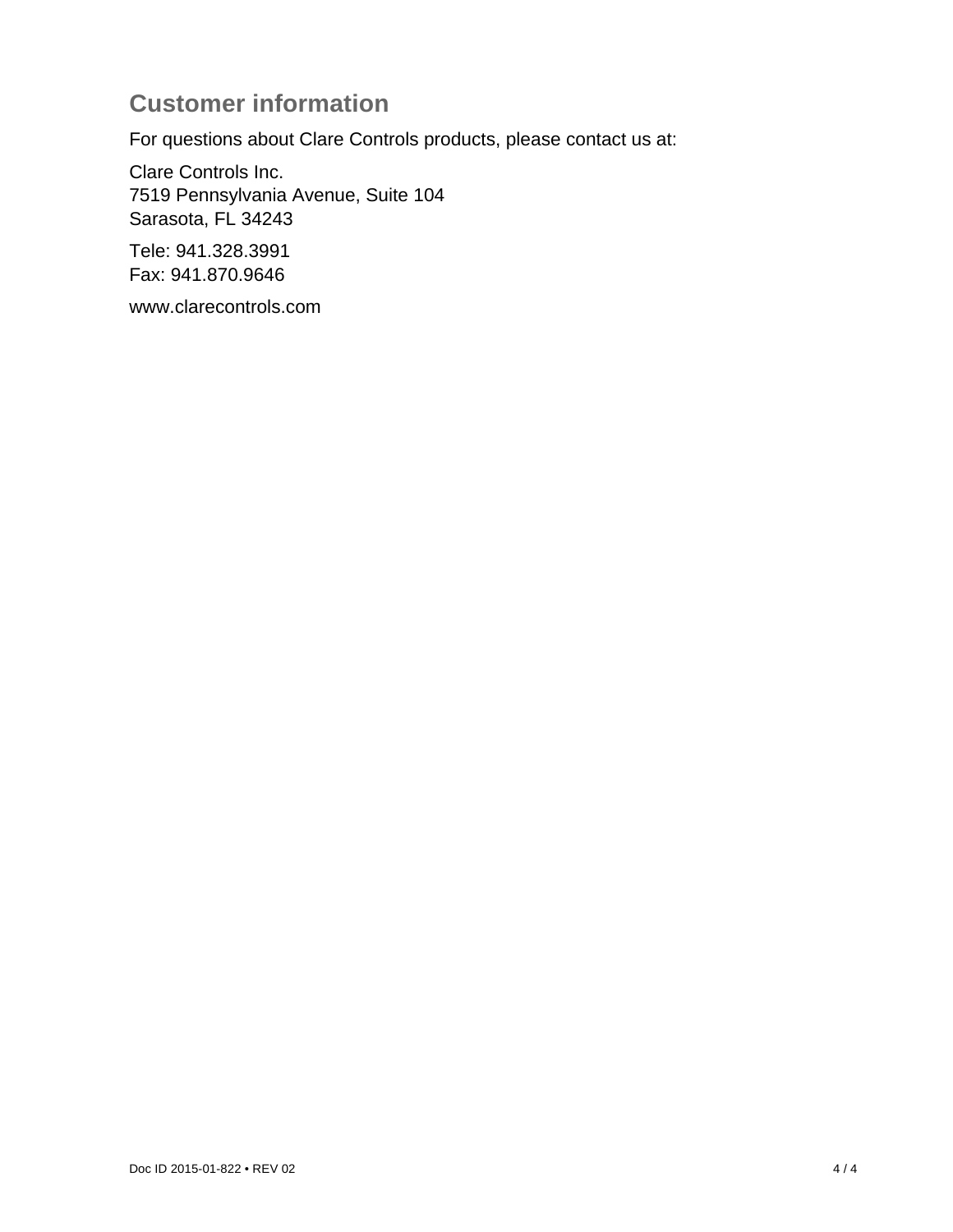## Customer information

For questions about Clare Controls products, please contact us at:

Clare Controls Inc.
7519 Pennsylvania Avenue, Suite 104
Sarasota, FL 34243

Tele: 941.328.3991
Fax: 941.870.9646

www.clarecontrols.com